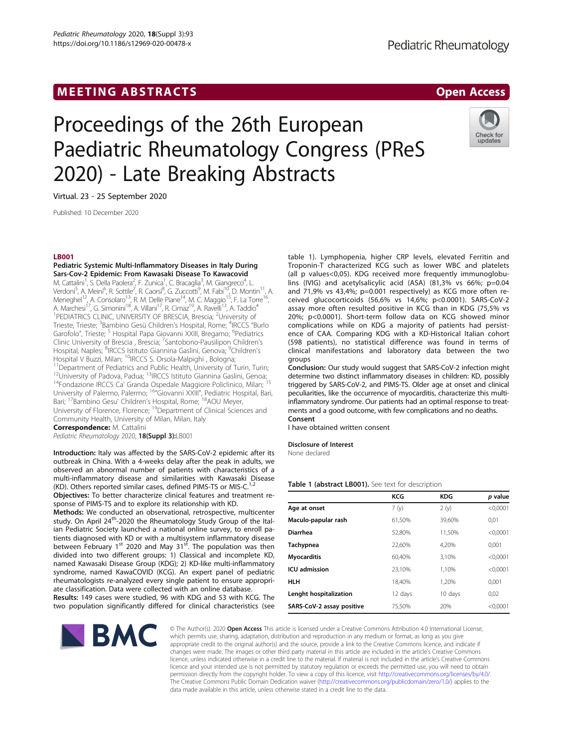MEETING ABSTRACTS

Open Access

# Proceedings of the 26th European Paediatric Rheumatology Congress (PReS 2020) - Late Breaking Abstracts

Virtual. 23 - 25 September 2020

Published: 10 December 2020

## LB001

### Pediatric Systemic Multi-Inflammatory Diseases in Italy During Sars-Cov-2 Epidemic: From Kawasaki Disease To Kawacovid

M. Cattalini[1], S. Della Paolera[2], F. Zunica[1], C. Bracaglia[3], M. Giangreco[4], L. Verdoni[5], A. Meini[6], R. Sottile[7], R. Caorsi[8], G. Zuccotti[9], M. Fabi[10], D. Montin[11], A. Meneghel[12], A. Consolaro[13], R. M. Delle Piane[14], M. C. Maggio[15], F. La Torre[16], A. Marchesi[17], G. Simonini[18], A. Villani[17], R. Cimaz[19], A. Ravelli[13], A. Taddio[4]

[1]PEDIATRICS CLINIC, UNIVERSITY OF BRESCIA, Brescia; [2]University of Trieste, Trieste; [3]Bambino Gesù Children's Hospital, Rome; [4]IRCCS "Burlo Garofolo", Trieste; [5] Hospital Papa Giovanni XXIII, Bregamo; [6]Pediatrics Clinic University of Brescia , Brescia; [7]Santobono-Pausilipon Children's Hospital, Naples; [8]IRCCS Istituto Giannina Gaslini, Genova; [9]Children's Hospital V Buzzi, Milan; [10]IRCCS S. Orsola-Malpighi , Bologna; [11]Department of Pediatrics and Public Health, University of Turin, Turin; [12]University of Padova, Padua; [13]IRCCS Istituto Giannina Gaslini, Genoa; [14]Fondazione IRCCS Ca' Granda Ospedale Maggiore Policlinico, Milan; [15] University of Palermo, Palermo; [16]"Giovanni XXIII", Pediatric Hospital, Bari, Bari; [17]Bambino Gesu' Children's Hospital, Rome; [18]AOU Meyer, University of Florence, Florence; [19]Department of Clinical Sciences and Community Health, University of Milan, Milan, Italy

**Correspondence:** M. Cattalini

*Pediatric Rheumatology* 2020, **18(Suppl 3):**LB001

**Introduction:** Italy was affected by the SARS-CoV-2 epidemic after its outbreak in China. With a 4-weeks delay after the peak in adults, we observed an abnormal number of patients with characteristics of a multi-inflammatory disease and similarities with Kawasaki Disease (KD). Others reported similar cases, defined PIMS-TS or MIS-C.[1,2]

**Objectives:** To better characterize clinical features and treatment response of PIMS-TS and to explore its relationship with KD.

**Methods:** We conducted an observational, retrospective, multicenter study. On April 24[th]-2020 the Rheumatology Study Group of the Italian Pediatric Society launched a national online survey, to enroll patients diagnosed with KD or with a multisystem inflammatory disease between February 1[st] 2020 and May 31[st]. The population was then divided into two different groups: 1) Classical and incomplete KD, named Kawasaki Disease Group (KDG); 2) KD-like multi-inflammatory syndrome, named KawaCOVID (KCG). An expert panel of pediatric rheumatologists re-analyzed every single patient to ensure appropriate classification. Data were collected with an online database.

**Results:** 149 cases were studied, 96 with KDG and 53 with KCG. The two population significantly differed for clinical characteristics (see table 1). Lymphopenia, higher CRP levels, elevated Ferritin and Troponin-T characterized KCG such as lower WBC and platelets (all p values<0,05). KDG received more frequently immunoglobulins (IVIG) and acetylsalicylic acid (ASA) (81,3% vs 66%; p=0.04 and 71,9% vs 43,4%; p=0.001 respectively) as KCG more often received glucocorticoids (56,6% vs 14,6%; p<0.0001). SARS-CoV-2 assay more often resulted positive in KCG than in KDG (75,5% vs 20%; p<0.0001). Short-term follow data on KCG showed minor complications while on KDG a majority of patients had persistence of CAA. Comparing KDG with a KD-Historical Italian cohort (598 patients), no statistical difference was found in terms of clinical manifestations and laboratory data between the two groups

**Conclusion:** Our study would suggest that SARS-CoV-2 infection might determine two distinct inflammatory diseases in children: KD, possibly triggered by SARS-CoV-2, and PIMS-TS. Older age at onset and clinical peculiarities, like the occurrence of myocarditis, characterize this multi-inflammatory syndrome. Our patients had an optimal response to treatments and a good outcome, with few complications and no deaths.

**Consent**

I have obtained written consent

**Disclosure of Interest**

None declared

**Table 1 (abstract LB001).** See text for description

| | KCG | KDG | *p* value |
|---|---|---|---|
| **Age at onset** | 7 (y) | 2 (y) | <0,0001 |
| **Maculo-papular rash** | 61,50% | 39,60% | 0,01 |
| **Diarrhea** | 52,80% | 11,50% | <0,0001 |
| **Tachypnea** | 22,60% | 4,20% | 0,001 |
| **Myocarditis** | 60,40% | 3,10% | <0,0001 |
| **ICU admission** | 23,10% | 1,10% | <0,0001 |
| **HLH** | 18,40% | 1,20% | 0,001 |
| **Lenght hospitalization** | 12 days | 10 days | 0,02 |
| **SARS-CoV-2 assay positive** | 75,50% | 20% | <0,0001 |

© The Author(s). 2020 **Open Access** This article is licensed under a Creative Commons Attribution 4.0 International License, which permits use, sharing, adaptation, distribution and reproduction in any medium or format, as long as you give appropriate credit to the original author(s) and the source, provide a link to the Creative Commons licence, and indicate if changes were made. The images or other third party material in this article are included in the article's Creative Commons licence, unless indicated otherwise in a credit line to the material. If material is not included in the article's Creative Commons licence and your intended use is not permitted by statutory regulation or exceeds the permitted use, you will need to obtain permission directly from the copyright holder. To view a copy of this licence, visit http://creativecommons.org/licenses/by/4.0/. The Creative Commons Public Domain Dedication waiver (http://creativecommons.org/publicdomain/zero/1.0/) applies to the data made available in this article, unless otherwise stated in a credit line to the data.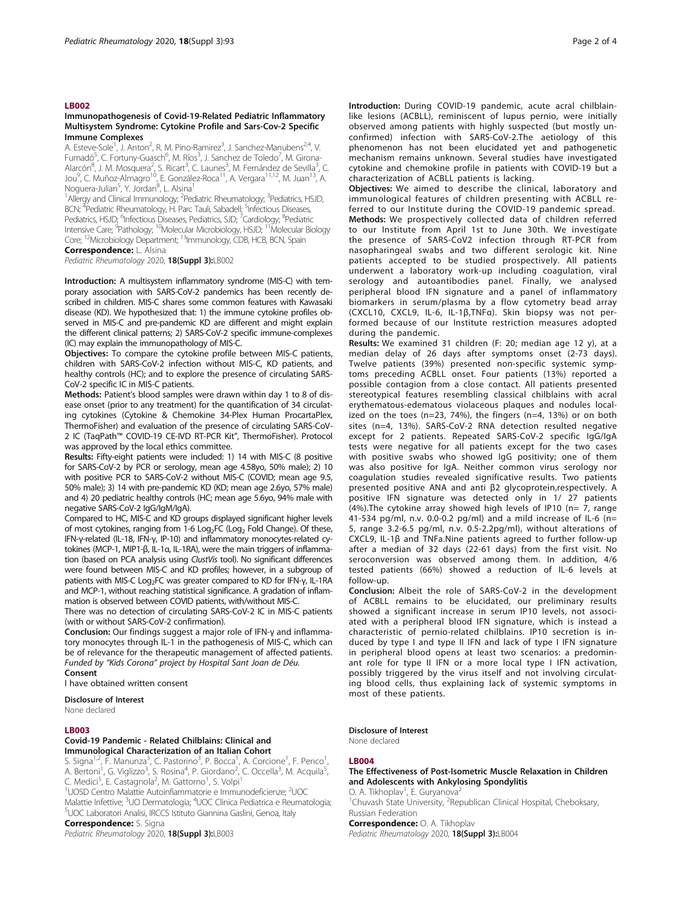## LB002

### Immunopathogenesis of Covid-19-Related Pediatric Inflammatory Multisystem Syndrome: Cytokine Profile and Sars-Cov-2 Specific Immune Complexes

A. Esteve-Sole[1], J. Anton[2], R. M. Pino-Ramirez[3], J. Sanchez-Manubens[2,4], V. Fumadó[5], C. Fortuny-Guasch[6], M. Ríos[3], J. Sanchez de Toledo[7], M. Girona-Alarcón[8], J. M. Mosquera[2], S. Ricart[3], C. Launes[3], M. Fernández de Sevilla[3], C. Jou[9], C. Muñoz-Almagro[10], E. González-Roca[11], A. Vergara[11,12], M. Juan[13], A. Noguera-Julian[5], Y. Jordan[8], L. Alsina[1]

[1]Allergy and Clinical Immunology; [2]Pediatric Rheumatology; [3]Pediatrics, HSJD, BCN; [4]Pediatric Rheumatology, H. Parc Tauli, Sabadell; [5]Infectious Diseases, Pediatrics, HSJD; [6]Infectious Diseases, Pediatrics, SJD; [7]Cardiology; [8]Pediatric Intensive Care; [9]Pathology; [10]Molecular Microbiology, HSJD; [11]Molecular Biology Core; [12]Microbiology Department; [13]Immunology, CDB, HCB, BCN, Spain

**Correspondence:** L. Alsina

*Pediatric Rheumatology* 2020, **18(Suppl 3):**LB002

**Introduction:** A multisystem inflammatory syndrome (MIS-C) with temporary association with SARS-CoV-2 pandemics has been recently described in children. MIS-C shares some common features with Kawasaki disease (KD). We hypothesized that: 1) the immune cytokine profiles observed in MIS-C and pre-pandemic KD are different and might explain the different clinical patterns; 2) SARS-CoV-2 specific immune-complexes (IC) may explain the immunopathology of MIS-C.

**Objectives:** To compare the cytokine profile between MIS-C patients, children with SARS-CoV-2 infection without MIS-C, KD patients, and healthy controls (HC); and to explore the presence of circulating SARS-CoV-2 specific IC in MIS-C patients.

**Methods:** Patient's blood samples were drawn within day 1 to 8 of disease onset (prior to any treatment) for the quantification of 34 circulating cytokines (Cytokine & Chemokine 34-Plex Human ProcartaPlex, ThermoFisher) and evaluation of the presence of circulating SARS-CoV-2 IC (TaqPath™ COVID-19 CE-IVD RT-PCR Kit", ThermoFisher). Protocol was approved by the local ethics committee.

**Results:** Fifty-eight patients were included: 1) 14 with MIS-C (8 positive for SARS-CoV-2 by PCR or serology, mean age 4.58yo, 50% male); 2) 10 with positive PCR to SARS-CoV-2 without MIS-C (COVID; mean age 9.5, 50% male); 3) 14 with pre-pandemic KD (KD; mean age 2.6yo, 57% male) and 4) 20 pediatric healthy controls (HC; mean age 5.6yo, 94% male with negative SARS-CoV-2 IgG/IgM/IgA).

Compared to HC, MIS-C and KD groups displayed significant higher levels of most cytokines, ranging from 1-6 $Log_2FC$ ($Log_2$ Fold Change). Of these, IFN-γ-related (IL-18, IFN-γ, IP-10) and inflammatory monocytes-related cytokines (MCP-1, MIP1-β, IL-1α, IL-1RA), were the main triggers of inflammation (based on PCA analysis using *ClustVis* tool). No significant differences were found between MIS-C and KD profiles; however, in a subgroup of patients with MIS-C $Log_2FC$ was greater compared to KD for IFN-γ, IL-1RA and MCP-1, without reaching statistical significance. A gradation of inflammation is observed between COVID patients, with/without MIS-C.

There was no detection of circulating SARS-CoV-2 IC in MIS-C patients (with or without SARS-CoV-2 confirmation).

**Conclusion:** Our findings suggest a major role of IFN-γ and inflammatory monocytes through IL-1 in the pathogenesis of MIS-C, which can be of relevance for the therapeutic management of affected patients. *Funded by "Kids Corona" project by Hospital Sant Joan de Déu.*

**Consent**

I have obtained written consent

**Disclosure of Interest**

None declared

## LB003

### Covid-19 Pandemic - Related Chilblains: Clinical and Immunological Characterization of an Italian Cohort

S. Signa[1,2], F. Manunza[3], C. Pastorino[3], P. Bocca[1], A. Corcione[1], F. Penco[1], A. Bertoni[1], G. Viglizzo[3], S. Rosina[4], P. Giordano[2], C. Occella[3], M. Acquila[5], C. Medici[5], E. Castagnola[2], M. Gattorno[1], S. Volpi[1]

[1]UOSD Centro Malattie Autoinfiammatorie e Immunodeficienze; [2]UOC Malattie Infettive; [3]UO Dermatologia; [4]UOC Clinica Pediatrica e Reumatologia; [5]UOC Laboratori Analisi, IRCCS Istituto Giannina Gaslini, Genoa, Italy

**Correspondence:** S. Signa

*Pediatric Rheumatology* 2020, **18(Suppl 3):**LB003

**Introduction:** During COVID-19 pandemic, acute acral chilblain-like lesions (ACBLL), reminiscent of lupus pernio, were initially observed among patients with highly suspected (but mostly unconfirmed) infection with SARS-CoV-2.The aetiology of this phenomenon has not been elucidated yet and pathogenetic mechanism remains unknown. Several studies have investigated cytokine and chemokine profile in patients with COVID-19 but a characterization of ACBLL patients is lacking.

**Objectives:** We aimed to describe the clinical, laboratory and immunological features of children presenting with ACBLL referred to our Institute during the COVID-19 pandemic spread.

**Methods:** We prospectively collected data of children referred to our Institute from April 1st to June 30th. We investigate the presence of SARS-CoV2 infection through RT-PCR from nasopharingeal swabs and two different serologic kit. Nine patients accepted to be studied prospectively. All patients underwent a laboratory work-up including coagulation, viral serology and autoantibodies panel. Finally, we analysed peripheral blood IFN signature and a panel of inflammatory biomarkers in serum/plasma by a flow cytometry bead array (CXCL10, CXCL9, IL-6, IL-1β,TNFα). Skin biopsy was not performed because of our Institute restriction measures adopted during the pandemic.

**Results:** We examined 31 children (F: 20; median age 12 y), at a median delay of 26 days after symptoms onset (2-73 days). Twelve patients (39%) presented non-specific systemic symptoms preceding ACBLL onset. Four patients (13%) reported a possible contagion from a close contact. All patients presented stereotypical features resembling classical chilblains with acral erythematous-edematous violaceous plaques and nodules localized on the toes (n=23, 74%), the fingers (n=4, 13%) or on both sites (n=4, 13%). SARS-CoV-2 RNA detection resulted negative except for 2 patients. Repeated SARS-CoV-2 specific IgG/IgA tests were negative for all patients except for the two cases with positive swabs who showed IgG positivity; one of them was also positive for IgA. Neither common virus serology nor coagulation studies revealed significative results. Two patients presented positive ANA and anti β2 glycoprotein,respectively. A positive IFN signature was detected only in 1/ 27 patients (4%).The cytokine array showed high levels of IP10 (n= 7, range 41-534 pg/ml, n.v. 0.0-0.2 pg/ml) and a mild increase of IL-6 (n= 5, range 3.2-6.5 pg/ml, n.v. 0.5-2.2pg/ml), without alterations of CXCL9, IL-1β and TNFa.Nine patients agreed to further follow-up after a median of 32 days (22-61 days) from the first visit. No seroconversion was observed among them. In addition, 4/6 tested patients (66%) showed a reduction of IL-6 levels at follow-up.

**Conclusion:** Albeit the role of SARS-CoV-2 in the development of ACBLL remains to be elucidated, our preliminary results showed a significant increase in serum IP10 levels, not associated with a peripheral blood IFN signature, which is instead a characteristic of pernio-related chilblains. IP10 secretion is induced by type I and type II IFN and lack of type I IFN signature in peripheral blood opens at least two scenarios: a predominant role for type II IFN or a more local type I IFN activation, possibly triggered by the virus itself and not involving circulating blood cells, thus explaining lack of systemic symptoms in most of these patients.

**Disclosure of Interest**

None declared

## LB004

### The Effectiveness of Post-Isometric Muscle Relaxation in Children and Adolescents with Ankylosing Spondylitis

O. A. Tikhoplav[1], E. Guryanova[2]

[1]Chuvash State University, [2]Republican Clinical Hospital, Cheboksary, Russian Federation

**Correspondence:** O. A. Tikhoplav

*Pediatric Rheumatology* 2020, **18(Suppl 3):**LB004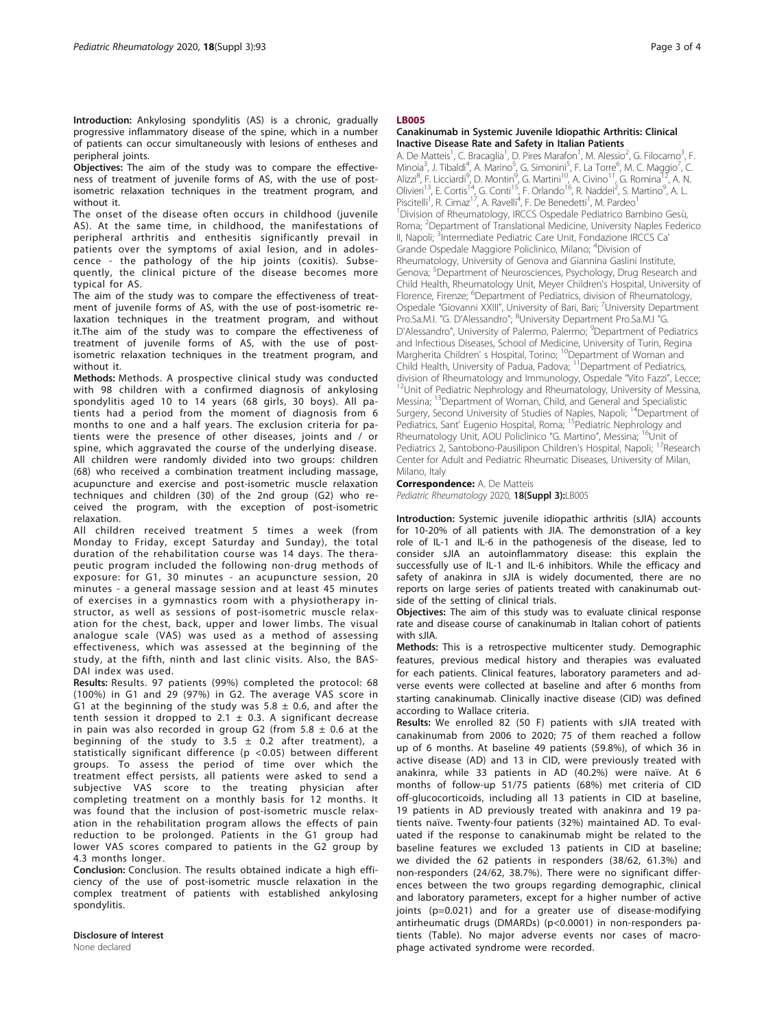**Introduction:** Ankylosing spondylitis (AS) is a chronic, gradually progressive inflammatory disease of the spine, which in a number of patients can occur simultaneously with lesions of entheses and peripheral joints.

**Objectives:** The aim of the study was to compare the effectiveness of treatment of juvenile forms of AS, with the use of post-isometric relaxation techniques in the treatment program, and without it.

The onset of the disease often occurs in childhood (juvenile AS). At the same time, in childhood, the manifestations of peripheral arthritis and enthesitis significantly prevail in patients over the symptoms of axial lesion, and in adolescence - the pathology of the hip joints (coxitis). Subsequently, the clinical picture of the disease becomes more typical for AS.

The aim of the study was to compare the effectiveness of treatment of juvenile forms of AS, with the use of post-isometric relaxation techniques in the treatment program, and without it.The aim of the study was to compare the effectiveness of treatment of juvenile forms of AS, with the use of post-isometric relaxation techniques in the treatment program, and without it.

**Methods:** Methods. A prospective clinical study was conducted with 98 children with a confirmed diagnosis of ankylosing spondylitis aged 10 to 14 years (68 girls, 30 boys). All patients had a period from the moment of diagnosis from 6 months to one and a half years. The exclusion criteria for patients were the presence of other diseases, joints and / or spine, which aggravated the course of the underlying disease. All children were randomly divided into two groups: children (68) who received a combination treatment including massage, acupuncture and exercise and post-isometric muscle relaxation techniques and children (30) of the 2nd group (G2) who received the program, with the exception of post-isometric relaxation.

All children received treatment 5 times a week (from Monday to Friday, except Saturday and Sunday), the total duration of the rehabilitation course was 14 days. The therapeutic program included the following non-drug methods of exposure: for G1, 30 minutes - an acupuncture session, 20 minutes - a general massage session and at least 45 minutes of exercises in a gymnastics room with a physiotherapy instructor, as well as sessions of post-isometric muscle relaxation for the chest, back, upper and lower limbs. The visual analogue scale (VAS) was used as a method of assessing effectiveness, which was assessed at the beginning of the study, at the fifth, ninth and last clinic visits. Also, the BASDAI index was used.

**Results:** Results. 97 patients (99%) completed the protocol: 68 (100%) in G1 and 29 (97%) in G2. The average VAS score in G1 at the beginning of the study was $5.8 \pm 0.6$, and after the tenth session it dropped to $2.1 \pm 0.3$. A significant decrease in pain was also recorded in group G2 (from $5.8 \pm 0.6$ at the beginning of the study to $3.5 \pm 0.2$ after treatment), a statistically significant difference ($p < 0.05$) between different groups. To assess the period of time over which the treatment effect persists, all patients were asked to send a subjective VAS score to the treating physician after completing treatment on a monthly basis for 12 months. It was found that the inclusion of post-isometric muscle relaxation in the rehabilitation program allows the effects of pain reduction to be prolonged. Patients in the G1 group had lower VAS scores compared to patients in the G2 group by 4.3 months longer.

**Conclusion:** Conclusion. The results obtained indicate a high efficiency of the use of post-isometric muscle relaxation in the complex treatment of patients with established ankylosing spondylitis.

**Disclosure of Interest**

None declared

## LB005

### Canakinumab in Systemic Juvenile Idiopathic Arthritis: Clinical Inactive Disease Rate and Safety in Italian Patients

A. De Matteis[1], C. Bracaglia[1], D. Pires Marafon[1], M. Alessio[2], G. Filocamo[3], F. Minoia[3], J. Tibaldi[4], A. Marino[5], G. Simonini[5], F. La Torre[6], M. C. Maggio[7], C. Alizzi[8], F. Licciardi[9], D. Montin[9], G. Martini[10], A. Civino[11], G. Romina[12], A. N. Olivieri[13], E. Cortis[14], G. Conti[15], F. Orlando[16], R. Naddei[2], S. Martino[9], A. L. Piscitelli[1], R. Cimaz[17], A. Ravelli[4], F. De Benedetti[1], M. Pardeo[1]

[1]Division of Rheumatology, IRCCS Ospedale Pediatrico Bambino Gesù, Roma; [2]Department of Translational Medicine, University Naples Federico II, Napoli; [3]Intermediate Pediatric Care Unit, Fondazione IRCCS Ca' Grande Ospedale Maggiore Policlinico, Milano; [4]Division of Rheumatology, University of Genova and Giannina Gaslini Institute, Genova; [5]Department of Neurosciences, Psychology, Drug Research and Child Health, Rheumatology Unit, Meyer Children's Hospital, University of Florence, Firenze; [6]Department of Pediatrics, division of Rheumatology, Ospedale "Giovanni XXIII", University of Bari, Bari; [7]University Department Pro.Sa.M.I. "G. D'Alessandro"; [8]University Department Pro.Sa.M.I "G. D'Alessandro", University of Palermo, Palermo; [9]Department of Pediatrics and Infectious Diseases, School of Medicine, University of Turin, Regina Margherita Children' s Hospital, Torino; [10]Department of Woman and Child Health, University of Padua, Padova; [11]Department of Pediatrics, division of Rheumatology and Immunology, Ospedale "Vito Fazzi", Lecce; [12]Unit of Pediatric Nephrology and Rheumatology, University of Messina, Messina; [13]Department of Woman, Child, and General and Specialistic Surgery, Second University of Studies of Naples, Napoli; [14]Department of Pediatrics, Sant' Eugenio Hospital, Roma; [15]Pediatric Nephrology and Rheumatology Unit, AOU Policlinico "G. Martino", Messina; [16]Unit of Pediatrics 2, Santobono-Pausilipon Children's Hospital, Napoli; [17]Research Center for Adult and Pediatric Rheumatic Diseases, University of Milan, Milano, Italy

**Correspondence:** A. De Matteis

*Pediatric Rheumatology* 2020, **18(Suppl 3):**LB005

**Introduction:** Systemic juvenile idiopathic arthritis (sJIA) accounts for 10-20% of all patients with JIA. The demonstration of a key role of IL-1 and IL-6 in the pathogenesis of the disease, led to consider sJIA an autoinflammatory disease: this explain the successfully use of IL-1 and IL-6 inhibitors. While the efficacy and safety of anakinra in sJIA is widely documented, there are no reports on large series of patients treated with canakinumab outside of the setting of clinical trials.

**Objectives:** The aim of this study was to evaluate clinical response rate and disease course of canakinumab in Italian cohort of patients with sJIA.

**Methods:** This is a retrospective multicenter study. Demographic features, previous medical history and therapies was evaluated for each patients. Clinical features, laboratory parameters and adverse events were collected at baseline and after 6 months from starting canakinumab. Clinically inactive disease (CID) was defined according to Wallace criteria.

**Results:** We enrolled 82 (50 F) patients with sJIA treated with canakinumab from 2006 to 2020; 75 of them reached a follow up of 6 months. At baseline 49 patients (59.8%), of which 36 in active disease (AD) and 13 in CID, were previously treated with anakinra, while 33 patients in AD (40.2%) were naïve. At 6 months of follow-up 51/75 patients (68%) met criteria of CID off-glucocorticoids, including all 13 patients in CID at baseline, 19 patients in AD previously treated with anakinra and 19 patients naïve. Twenty-four patients (32%) maintained AD. To evaluated if the response to canakinumab might be related to the baseline features we excluded 13 patients in CID at baseline; we divided the 62 patients in responders (38/62, 61.3%) and non-responders (24/62, 38.7%). There were no significant differences between the two groups regarding demographic, clinical and laboratory parameters, except for a higher number of active joints ($p=0.021$) and for a greater use of disease-modifying antirheumatic drugs (DMARDs) ($p<0.0001$) in non-responders patients (Table). No major adverse events nor cases of macrophage activated syndrome were recorded.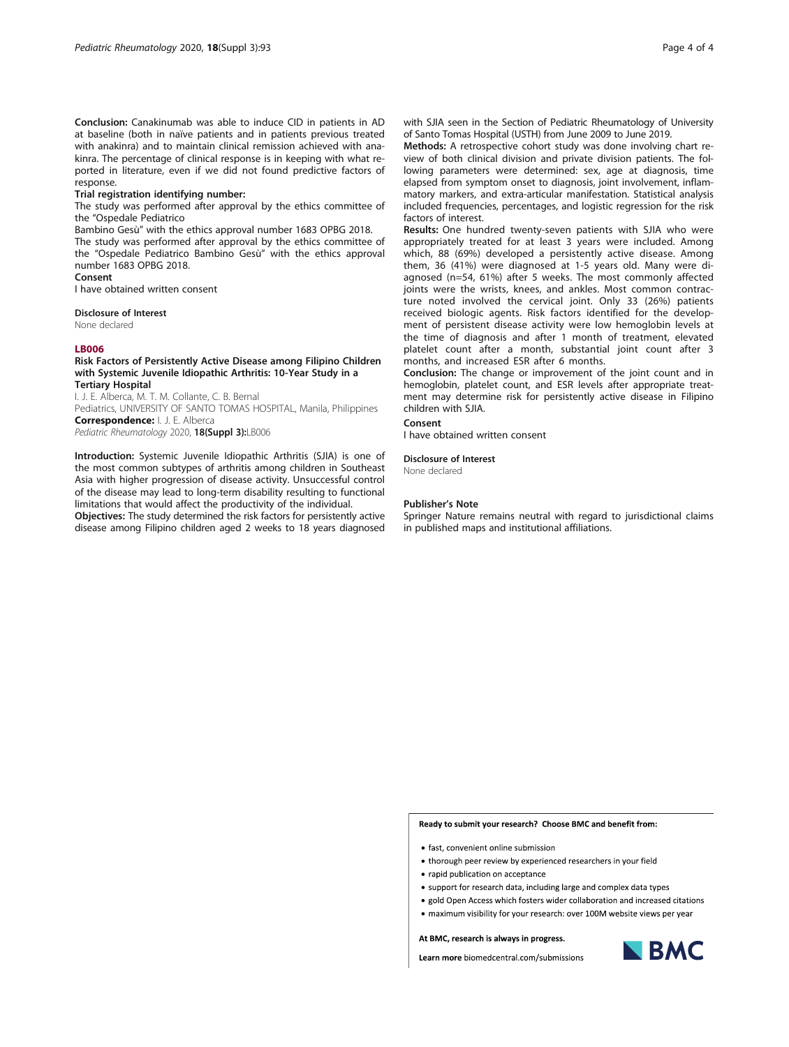**Conclusion:** Canakinumab was able to induce CID in patients in AD at baseline (both in naïve patients and in patients previous treated with anakinra) and to maintain clinical remission achieved with anakinra. The percentage of clinical response is in keeping with what reported in literature, even if we did not found predictive factors of response.

**Trial registration identifying number:**

The study was performed after approval by the ethics committee of the "Ospedale Pediatrico

Bambino Gesù" with the ethics approval number 1683 OPBG 2018.

The study was performed after approval by the ethics committee of the "Ospedale Pediatrico Bambino Gesù" with the ethics approval number 1683 OPBG 2018.

**Consent**

I have obtained written consent

**Disclosure of Interest**

None declared

## LB006

### Risk Factors of Persistently Active Disease among Filipino Children with Systemic Juvenile Idiopathic Arthritis: 10-Year Study in a Tertiary Hospital

I. J. E. Alberca, M. T. M. Collante, C. B. Bernal

Pediatrics, UNIVERSITY OF SANTO TOMAS HOSPITAL, Manila, Philippines

**Correspondence:** I. J. E. Alberca

*Pediatric Rheumatology* 2020, **18(Suppl 3):**LB006

**Introduction:** Systemic Juvenile Idiopathic Arthritis (SJIA) is one of the most common subtypes of arthritis among children in Southeast Asia with higher progression of disease activity. Unsuccessful control of the disease may lead to long-term disability resulting to functional limitations that would affect the productivity of the individual.

**Objectives:** The study determined the risk factors for persistently active disease among Filipino children aged 2 weeks to 18 years diagnosed with SJIA seen in the Section of Pediatric Rheumatology of University of Santo Tomas Hospital (USTH) from June 2009 to June 2019.

**Methods:** A retrospective cohort study was done involving chart review of both clinical division and private division patients. The following parameters were determined: sex, age at diagnosis, time elapsed from symptom onset to diagnosis, joint involvement, inflammatory markers, and extra-articular manifestation. Statistical analysis included frequencies, percentages, and logistic regression for the risk factors of interest.

**Results:** One hundred twenty-seven patients with SJIA who were appropriately treated for at least 3 years were included. Among which, 88 (69%) developed a persistently active disease. Among them, 36 (41%) were diagnosed at 1-5 years old. Many were diagnosed (n=54, 61%) after 5 weeks. The most commonly affected joints were the wrists, knees, and ankles. Most common contracture noted involved the cervical joint. Only 33 (26%) patients received biologic agents. Risk factors identified for the development of persistent disease activity were low hemoglobin levels at the time of diagnosis and after 1 month of treatment, elevated platelet count after a month, substantial joint count after 3 months, and increased ESR after 6 months.

**Conclusion:** The change or improvement of the joint count and in hemoglobin, platelet count, and ESR levels after appropriate treatment may determine risk for persistently active disease in Filipino children with SJIA.

**Consent**

I have obtained written consent

**Disclosure of Interest**

None declared

**Publisher's Note**

Springer Nature remains neutral with regard to jurisdictional claims in published maps and institutional affiliations.

Ready to submit your research? Choose BMC and benefit from:

- fast, convenient online submission
- thorough peer review by experienced researchers in your field
- rapid publication on acceptance
- support for research data, including large and complex data types
- gold Open Access which fosters wider collaboration and increased citations
- maximum visibility for your research: over 100M website views per year

At BMC, research is always in progress.

Learn more biomedcentral.com/submissions

BMC